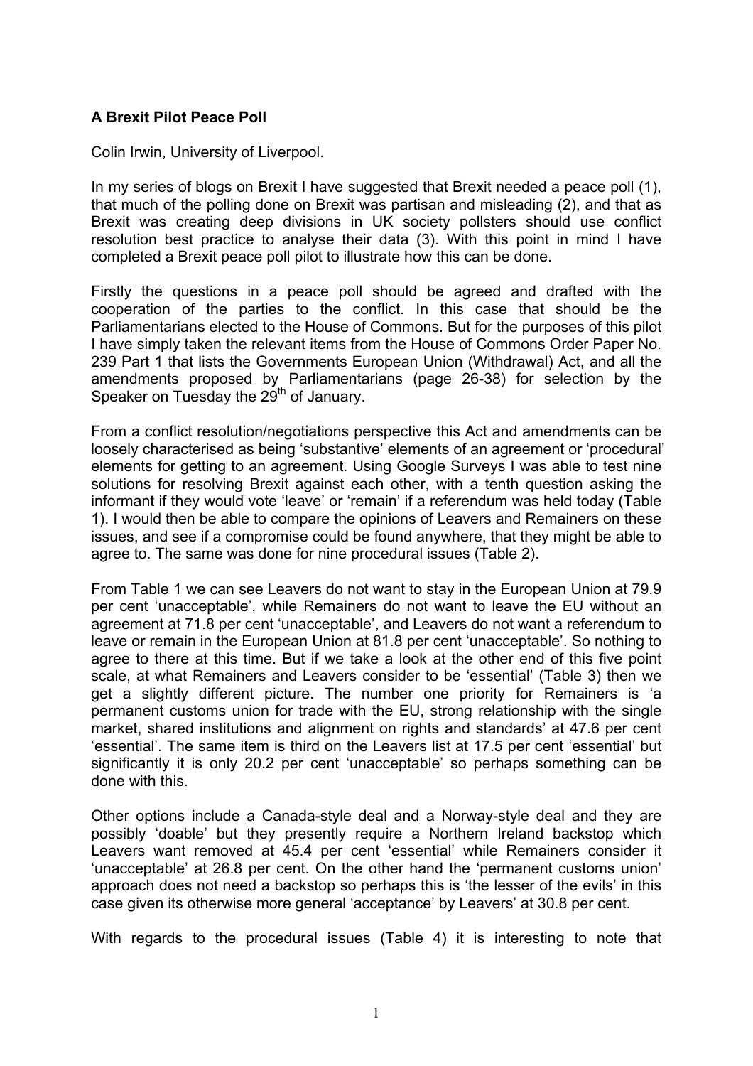**A Brexit Pilot Peace Poll**

Colin Irwin, University of Liverpool.

In my series of blogs on Brexit I have suggested that Brexit needed a peace poll (1), that much of the polling done on Brexit was partisan and misleading (2), and that as Brexit was creating deep divisions in UK society pollsters should use conflict resolution best practice to analyse their data (3). With this point in mind I have completed a Brexit peace poll pilot to illustrate how this can be done.

Firstly the questions in a peace poll should be agreed and drafted with the cooperation of the parties to the conflict. In this case that should be the Parliamentarians elected to the House of Commons. But for the purposes of this pilot I have simply taken the relevant items from the House of Commons Order Paper No. 239 Part 1 that lists the Governments European Union (Withdrawal) Act, and all the amendments proposed by Parliamentarians (page 26-38) for selection by the Speaker on Tuesday the 29th of January.

From a conflict resolution/negotiations perspective this Act and amendments can be loosely characterised as being 'substantive' elements of an agreement or 'procedural' elements for getting to an agreement. Using Google Surveys I was able to test nine solutions for resolving Brexit against each other, with a tenth question asking the informant if they would vote 'leave' or 'remain' if a referendum was held today (Table 1). I would then be able to compare the opinions of Leavers and Remainers on these issues, and see if a compromise could be found anywhere, that they might be able to agree to. The same was done for nine procedural issues (Table 2).

From Table 1 we can see Leavers do not want to stay in the European Union at 79.9 per cent 'unacceptable', while Remainers do not want to leave the EU without an agreement at 71.8 per cent 'unacceptable', and Leavers do not want a referendum to leave or remain in the European Union at 81.8 per cent 'unacceptable'. So nothing to agree to there at this time. But if we take a look at the other end of this five point scale, at what Remainers and Leavers consider to be 'essential' (Table 3) then we get a slightly different picture. The number one priority for Remainers is 'a permanent customs union for trade with the EU, strong relationship with the single market, shared institutions and alignment on rights and standards' at 47.6 per cent 'essential'. The same item is third on the Leavers list at 17.5 per cent 'essential' but significantly it is only 20.2 per cent 'unacceptable' so perhaps something can be done with this.

Other options include a Canada-style deal and a Norway-style deal and they are possibly 'doable' but they presently require a Northern Ireland backstop which Leavers want removed at 45.4 per cent 'essential' while Remainers consider it 'unacceptable' at 26.8 per cent. On the other hand the 'permanent customs union' approach does not need a backstop so perhaps this is 'the lesser of the evils' in this case given its otherwise more general 'acceptance' by Leavers' at 30.8 per cent.

With regards to the procedural issues (Table 4) it is interesting to note that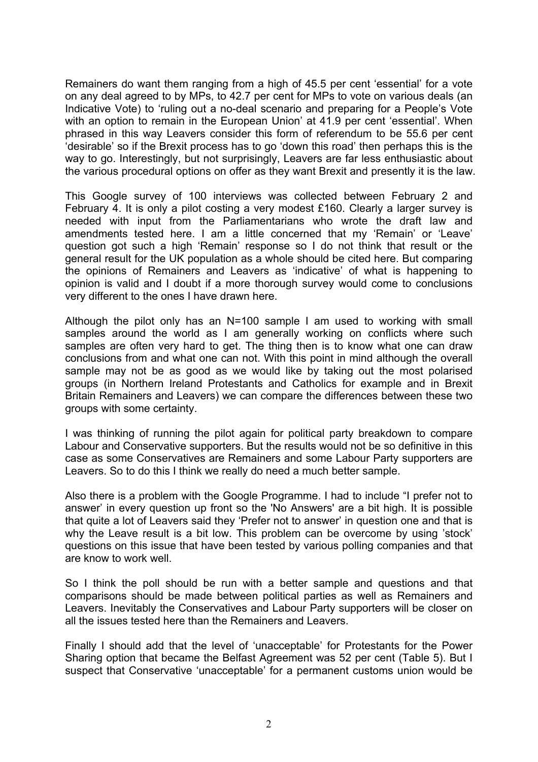Remainers do want them ranging from a high of 45.5 per cent 'essential' for a vote on any deal agreed to by MPs, to 42.7 per cent for MPs to vote on various deals (an Indicative Vote) to 'ruling out a no-deal scenario and preparing for a People's Vote with an option to remain in the European Union' at 41.9 per cent 'essential'. When phrased in this way Leavers consider this form of referendum to be 55.6 per cent 'desirable' so if the Brexit process has to go 'down this road' then perhaps this is the way to go. Interestingly, but not surprisingly, Leavers are far less enthusiastic about the various procedural options on offer as they want Brexit and presently it is the law.

This Google survey of 100 interviews was collected between February 2 and February 4. It is only a pilot costing a very modest £160. Clearly a larger survey is needed with input from the Parliamentarians who wrote the draft law and amendments tested here. I am a little concerned that my 'Remain' or 'Leave' question got such a high 'Remain' response so I do not think that result or the general result for the UK population as a whole should be cited here. But comparing the opinions of Remainers and Leavers as 'indicative' of what is happening to opinion is valid and I doubt if a more thorough survey would come to conclusions very different to the ones I have drawn here.

Although the pilot only has an N=100 sample I am used to working with small samples around the world as I am generally working on conflicts where such samples are often very hard to get. The thing then is to know what one can draw conclusions from and what one can not. With this point in mind although the overall sample may not be as good as we would like by taking out the most polarised groups (in Northern Ireland Protestants and Catholics for example and in Brexit Britain Remainers and Leavers) we can compare the differences between these two groups with some certainty.

I was thinking of running the pilot again for political party breakdown to compare Labour and Conservative supporters. But the results would not be so definitive in this case as some Conservatives are Remainers and some Labour Party supporters are Leavers. So to do this I think we really do need a much better sample.

Also there is a problem with the Google Programme. I had to include "I prefer not to answer' in every question up front so the 'No Answers' are a bit high. It is possible that quite a lot of Leavers said they 'Prefer not to answer' in question one and that is why the Leave result is a bit low. This problem can be overcome by using 'stock' questions on this issue that have been tested by various polling companies and that are know to work well.

So I think the poll should be run with a better sample and questions and that comparisons should be made between political parties as well as Remainers and Leavers. Inevitably the Conservatives and Labour Party supporters will be closer on all the issues tested here than the Remainers and Leavers.

Finally I should add that the level of 'unacceptable' for Protestants for the Power Sharing option that became the Belfast Agreement was 52 per cent (Table 5). But I suspect that Conservative 'unacceptable' for a permanent customs union would be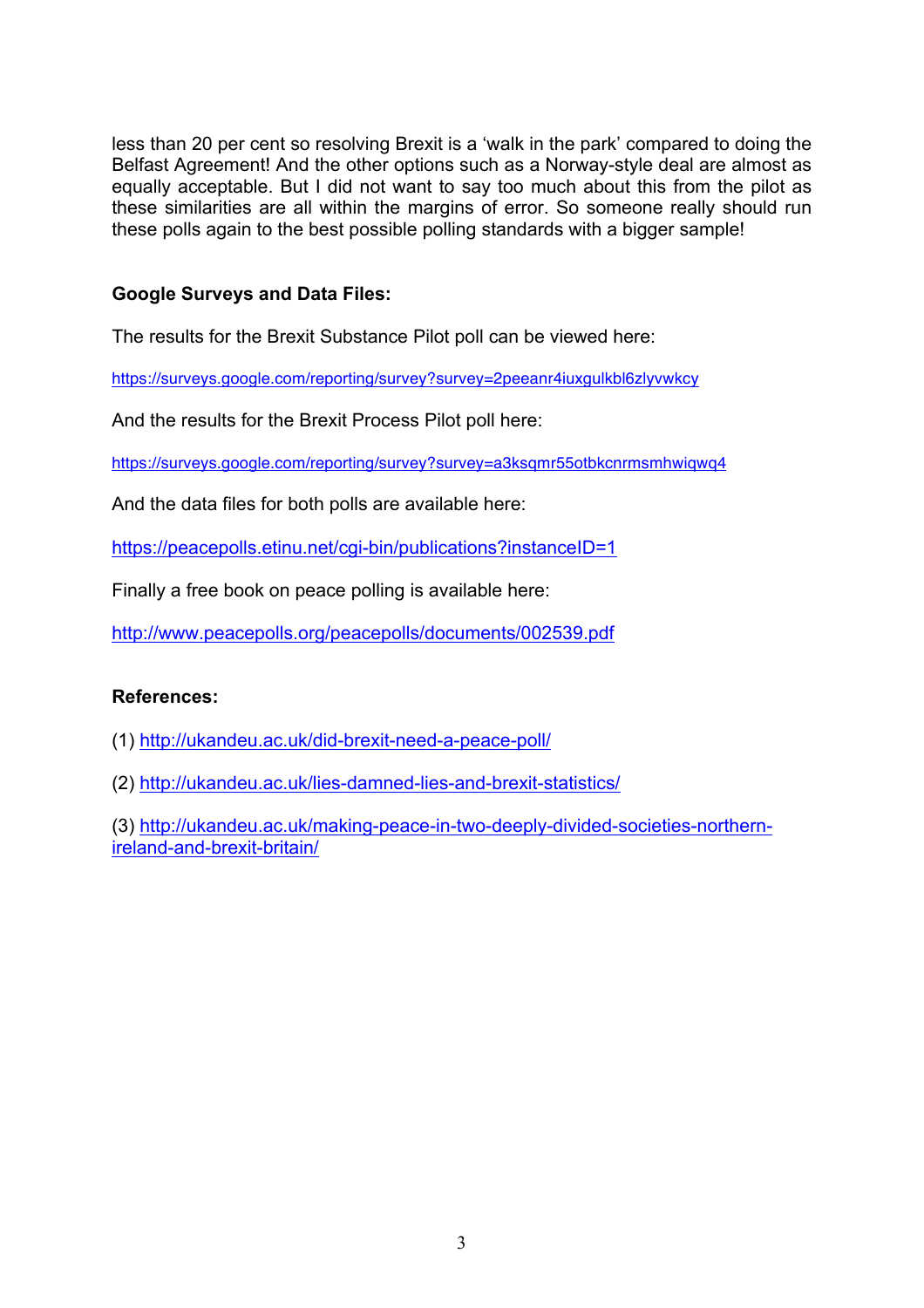less than 20 per cent so resolving Brexit is a 'walk in the park' compared to doing the Belfast Agreement! And the other options such as a Norway-style deal are almost as equally acceptable. But I did not want to say too much about this from the pilot as these similarities are all within the margins of error. So someone really should run these polls again to the best possible polling standards with a bigger sample!

**Google Surveys and Data Files:**

The results for the Brexit Substance Pilot poll can be viewed here:

https://surveys.google.com/reporting/survey?survey=2peeanr4iuxgulkbl6zlyvwkcy

And the results for the Brexit Process Pilot poll here:

https://surveys.google.com/reporting/survey?survey=a3ksqmr55otbkcnrmsmhwiqwq4

And the data files for both polls are available here:

https://peacepolls.etinu.net/cgi-bin/publications?instanceID=1

Finally a free book on peace polling is available here:

http://www.peacepolls.org/peacepolls/documents/002539.pdf

**References:**

(1) http://ukandeu.ac.uk/did-brexit-need-a-peace-poll/

(2) http://ukandeu.ac.uk/lies-damned-lies-and-brexit-statistics/

(3) http://ukandeu.ac.uk/making-peace-in-two-deeply-divided-societies-northern-ireland-and-brexit-britain/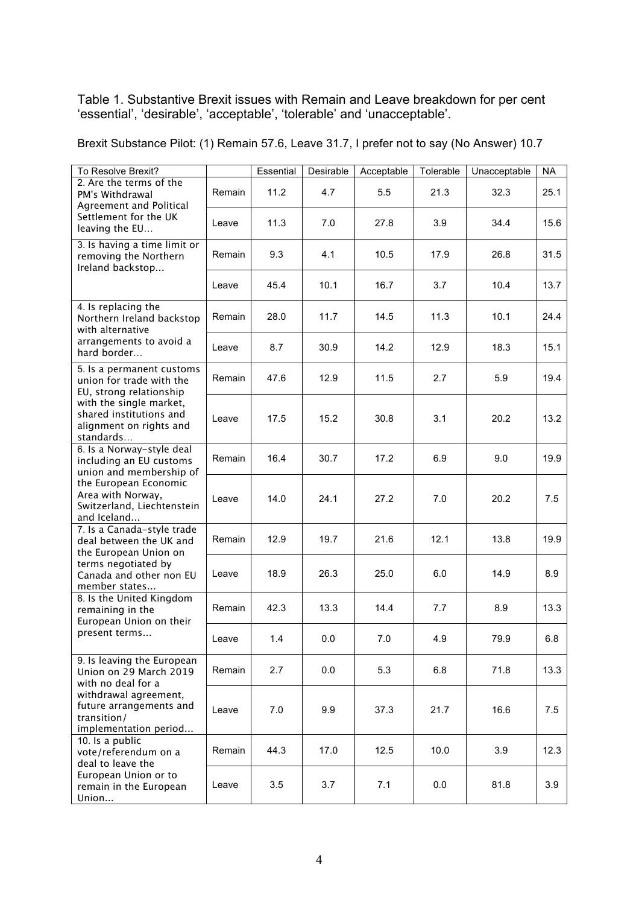Table 1. Substantive Brexit issues with Remain and Leave breakdown for per cent 'essential', 'desirable', 'acceptable', 'tolerable' and 'unacceptable'.

Brexit Substance Pilot: (1) Remain 57.6, Leave 31.7, I prefer not to say (No Answer) 10.7

| To Resolve Brexit? | | Essential | Desirable | Acceptable | Tolerable | Unacceptable | NA |
|---|---|---|---|---|---|---|---|
| 2. Are the terms of the PM's Withdrawal Agreement and Political Settlement for the UK leaving the EU… | Remain | 11.2 | 4.7 | 5.5 | 21.3 | 32.3 | 25.1 |
| | Leave | 11.3 | 7.0 | 27.8 | 3.9 | 34.4 | 15.6 |
| 3. Is having a time limit or removing the Northern Ireland backstop... | Remain | 9.3 | 4.1 | 10.5 | 17.9 | 26.8 | 31.5 |
| | Leave | 45.4 | 10.1 | 16.7 | 3.7 | 10.4 | 13.7 |
| 4. Is replacing the Northern Ireland backstop with alternative arrangements to avoid a hard border… | Remain | 28.0 | 11.7 | 14.5 | 11.3 | 10.1 | 24.4 |
| | Leave | 8.7 | 30.9 | 14.2 | 12.9 | 18.3 | 15.1 |
| 5. Is a permanent customs union for trade with the EU, strong relationship with the single market, shared institutions and alignment on rights and standards… | Remain | 47.6 | 12.9 | 11.5 | 2.7 | 5.9 | 19.4 |
| | Leave | 17.5 | 15.2 | 30.8 | 3.1 | 20.2 | 13.2 |
| 6. Is a Norway-style deal including an EU customs union and membership of the European Economic Area with Norway, Switzerland, Liechtenstein and Iceland... | Remain | 16.4 | 30.7 | 17.2 | 6.9 | 9.0 | 19.9 |
| | Leave | 14.0 | 24.1 | 27.2 | 7.0 | 20.2 | 7.5 |
| 7. Is a Canada-style trade deal between the UK and the European Union on terms negotiated by Canada and other non EU member states... | Remain | 12.9 | 19.7 | 21.6 | 12.1 | 13.8 | 19.9 |
| | Leave | 18.9 | 26.3 | 25.0 | 6.0 | 14.9 | 8.9 |
| 8. Is the United Kingdom remaining in the European Union on their present terms... | Remain | 42.3 | 13.3 | 14.4 | 7.7 | 8.9 | 13.3 |
| | Leave | 1.4 | 0.0 | 7.0 | 4.9 | 79.9 | 6.8 |
| 9. Is leaving the European Union on 29 March 2019 with no deal for a withdrawal agreement, future arrangements and transition/ implementation period... | Remain | 2.7 | 0.0 | 5.3 | 6.8 | 71.8 | 13.3 |
| | Leave | 7.0 | 9.9 | 37.3 | 21.7 | 16.6 | 7.5 |
| 10. Is a public vote/referendum on a deal to leave the European Union or to remain in the European Union... | Remain | 44.3 | 17.0 | 12.5 | 10.0 | 3.9 | 12.3 |
| | Leave | 3.5 | 3.7 | 7.1 | 0.0 | 81.8 | 3.9 |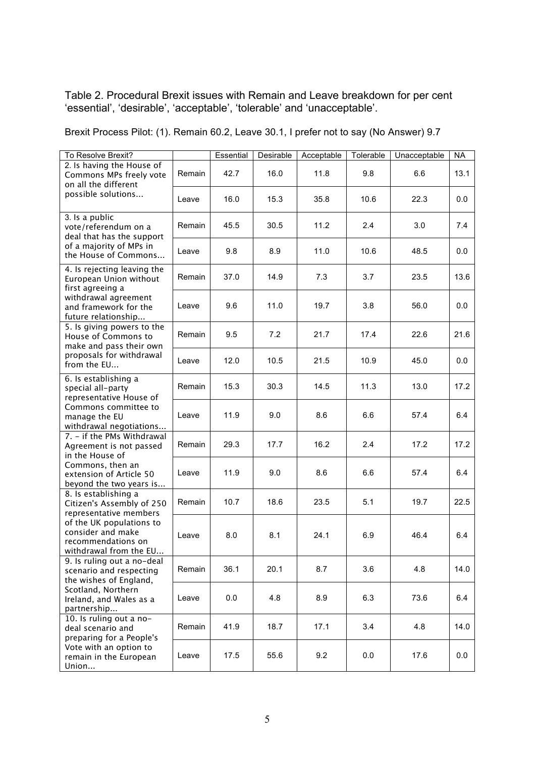Table 2. Procedural Brexit issues with Remain and Leave breakdown for per cent 'essential', 'desirable', 'acceptable', 'tolerable' and 'unacceptable'.

Brexit Process Pilot: (1). Remain 60.2, Leave 30.1, I prefer not to say (No Answer) 9.7

| To Resolve Brexit? | | Essential | Desirable | Acceptable | Tolerable | Unacceptable | NA |
|---|---|---|---|---|---|---|---|
| 2. Is having the House of Commons MPs freely vote on all the different possible solutions... | Remain | 42.7 | 16.0 | 11.8 | 9.8 | 6.6 | 13.1 |
| | Leave | 16.0 | 15.3 | 35.8 | 10.6 | 22.3 | 0.0 |
| 3. Is a public vote/referendum on a deal that has the support of a majority of MPs in the House of Commons... | Remain | 45.5 | 30.5 | 11.2 | 2.4 | 3.0 | 7.4 |
| | Leave | 9.8 | 8.9 | 11.0 | 10.6 | 48.5 | 0.0 |
| 4. Is rejecting leaving the European Union without first agreeing a withdrawal agreement and framework for the future relationship... | Remain | 37.0 | 14.9 | 7.3 | 3.7 | 23.5 | 13.6 |
| | Leave | 9.6 | 11.0 | 19.7 | 3.8 | 56.0 | 0.0 |
| 5. Is giving powers to the House of Commons to make and pass their own proposals for withdrawal from the EU... | Remain | 9.5 | 7.2 | 21.7 | 17.4 | 22.6 | 21.6 |
| | Leave | 12.0 | 10.5 | 21.5 | 10.9 | 45.0 | 0.0 |
| 6. Is establishing a special all-party representative House of Commons committee to manage the EU withdrawal negotiations... | Remain | 15.3 | 30.3 | 14.5 | 11.3 | 13.0 | 17.2 |
| | Leave | 11.9 | 9.0 | 8.6 | 6.6 | 57.4 | 6.4 |
| 7. - if the PMs Withdrawal Agreement is not passed in the House of Commons, then an extension of Article 50 beyond the two years is... | Remain | 29.3 | 17.7 | 16.2 | 2.4 | 17.2 | 17.2 |
| | Leave | 11.9 | 9.0 | 8.6 | 6.6 | 57.4 | 6.4 |
| 8. Is establishing a Citizen's Assembly of 250 representative members of the UK populations to consider and make recommendations on withdrawal from the EU... | Remain | 10.7 | 18.6 | 23.5 | 5.1 | 19.7 | 22.5 |
| | Leave | 8.0 | 8.1 | 24.1 | 6.9 | 46.4 | 6.4 |
| 9. Is ruling out a no-deal scenario and respecting the wishes of England, Scotland, Northern Ireland, and Wales as a partnership... | Remain | 36.1 | 20.1 | 8.7 | 3.6 | 4.8 | 14.0 |
| | Leave | 0.0 | 4.8 | 8.9 | 6.3 | 73.6 | 6.4 |
| 10. Is ruling out a no-deal scenario and preparing for a People's Vote with an option to remain in the European Union... | Remain | 41.9 | 18.7 | 17.1 | 3.4 | 4.8 | 14.0 |
| | Leave | 17.5 | 55.6 | 9.2 | 0.0 | 17.6 | 0.0 |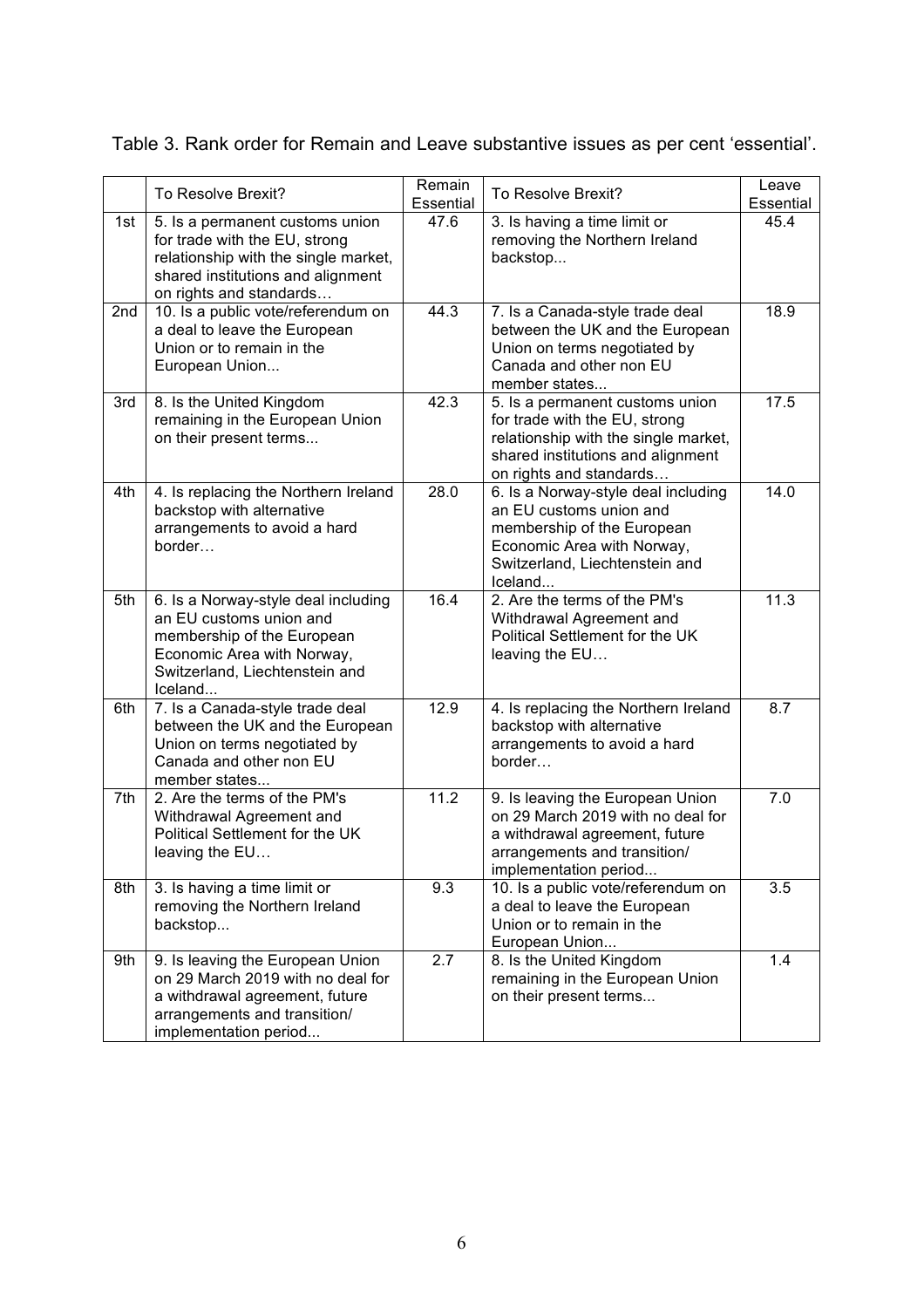Table 3. Rank order for Remain and Leave substantive issues as per cent 'essential'.

| | To Resolve Brexit? | Remain Essential | To Resolve Brexit? | Leave Essential |
|---|---|---|---|---|
| 1st | 5. Is a permanent customs union for trade with the EU, strong relationship with the single market, shared institutions and alignment on rights and standards… | 47.6 | 3. Is having a time limit or removing the Northern Ireland backstop... | 45.4 |
| 2nd | 10. Is a public vote/referendum on a deal to leave the European Union or to remain in the European Union... | 44.3 | 7. Is a Canada-style trade deal between the UK and the European Union on terms negotiated by Canada and other non EU member states... | 18.9 |
| 3rd | 8. Is the United Kingdom remaining in the European Union on their present terms... | 42.3 | 5. Is a permanent customs union for trade with the EU, strong relationship with the single market, shared institutions and alignment on rights and standards… | 17.5 |
| 4th | 4. Is replacing the Northern Ireland backstop with alternative arrangements to avoid a hard border… | 28.0 | 6. Is a Norway-style deal including an EU customs union and membership of the European Economic Area with Norway, Switzerland, Liechtenstein and Iceland... | 14.0 |
| 5th | 6. Is a Norway-style deal including an EU customs union and membership of the European Economic Area with Norway, Switzerland, Liechtenstein and Iceland... | 16.4 | 2. Are the terms of the PM's Withdrawal Agreement and Political Settlement for the UK leaving the EU… | 11.3 |
| 6th | 7. Is a Canada-style trade deal between the UK and the European Union on terms negotiated by Canada and other non EU member states... | 12.9 | 4. Is replacing the Northern Ireland backstop with alternative arrangements to avoid a hard border… | 8.7 |
| 7th | 2. Are the terms of the PM's Withdrawal Agreement and Political Settlement for the UK leaving the EU… | 11.2 | 9. Is leaving the European Union on 29 March 2019 with no deal for a withdrawal agreement, future arrangements and transition/ implementation period... | 7.0 |
| 8th | 3. Is having a time limit or removing the Northern Ireland backstop... | 9.3 | 10. Is a public vote/referendum on a deal to leave the European Union or to remain in the European Union... | 3.5 |
| 9th | 9. Is leaving the European Union on 29 March 2019 with no deal for a withdrawal agreement, future arrangements and transition/ implementation period... | 2.7 | 8. Is the United Kingdom remaining in the European Union on their present terms... | 1.4 |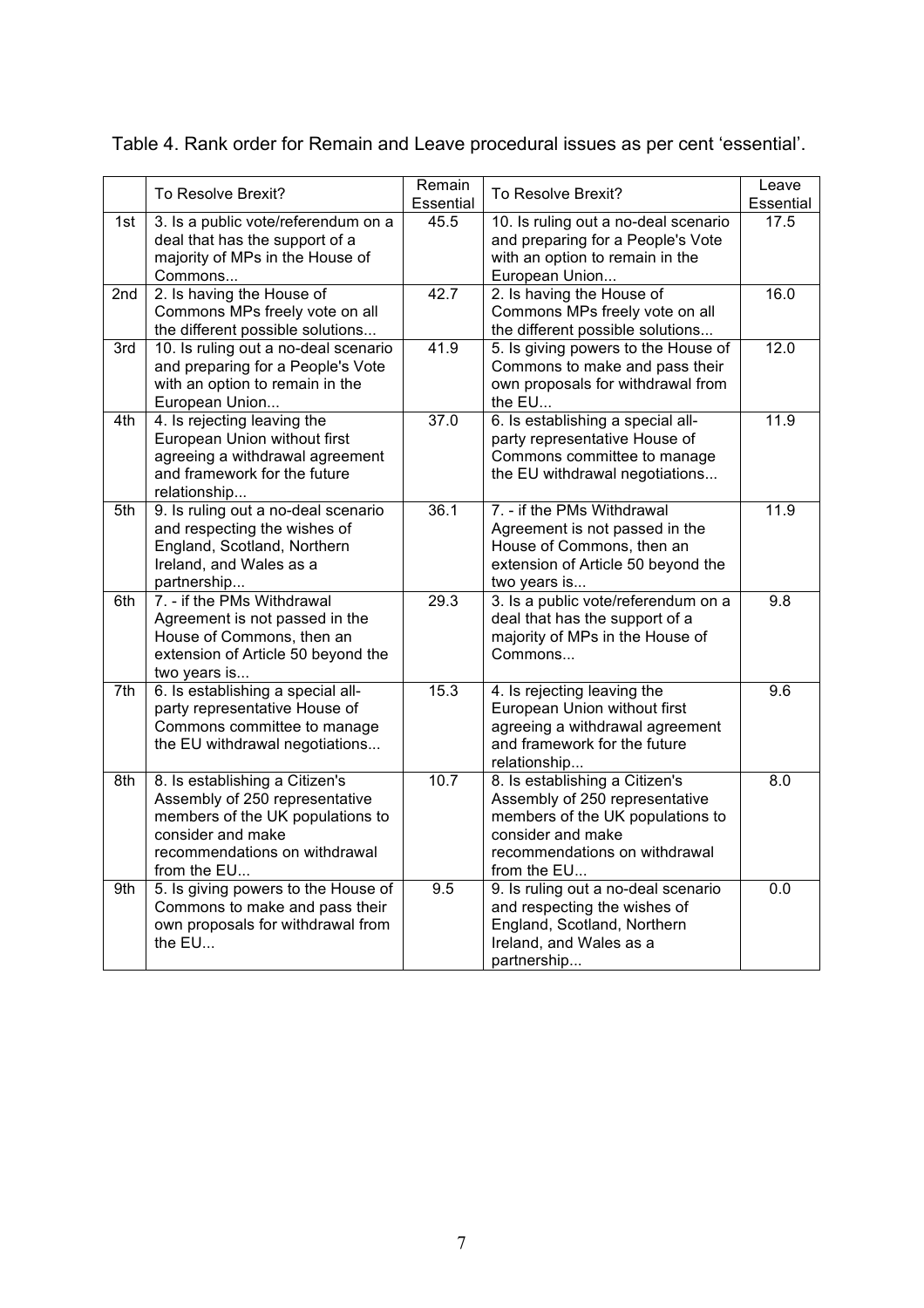Table 4. Rank order for Remain and Leave procedural issues as per cent 'essential'.

| | To Resolve Brexit? | Remain Essential | To Resolve Brexit? | Leave Essential |
|---|---|---|---|---|
| 1st | 3. Is a public vote/referendum on a deal that has the support of a majority of MPs in the House of Commons... | 45.5 | 10. Is ruling out a no-deal scenario and preparing for a People's Vote with an option to remain in the European Union... | 17.5 |
| 2nd | 2. Is having the House of Commons MPs freely vote on all the different possible solutions... | 42.7 | 2. Is having the House of Commons MPs freely vote on all the different possible solutions... | 16.0 |
| 3rd | 10. Is ruling out a no-deal scenario and preparing for a People's Vote with an option to remain in the European Union... | 41.9 | 5. Is giving powers to the House of Commons to make and pass their own proposals for withdrawal from the EU... | 12.0 |
| 4th | 4. Is rejecting leaving the European Union without first agreeing a withdrawal agreement and framework for the future relationship... | 37.0 | 6. Is establishing a special all-party representative House of Commons committee to manage the EU withdrawal negotiations... | 11.9 |
| 5th | 9. Is ruling out a no-deal scenario and respecting the wishes of England, Scotland, Northern Ireland, and Wales as a partnership... | 36.1 | 7. - if the PMs Withdrawal Agreement is not passed in the House of Commons, then an extension of Article 50 beyond the two years is... | 11.9 |
| 6th | 7. - if the PMs Withdrawal Agreement is not passed in the House of Commons, then an extension of Article 50 beyond the two years is... | 29.3 | 3. Is a public vote/referendum on a deal that has the support of a majority of MPs in the House of Commons... | 9.8 |
| 7th | 6. Is establishing a special all-party representative House of Commons committee to manage the EU withdrawal negotiations... | 15.3 | 4. Is rejecting leaving the European Union without first agreeing a withdrawal agreement and framework for the future relationship... | 9.6 |
| 8th | 8. Is establishing a Citizen's Assembly of 250 representative members of the UK populations to consider and make recommendations on withdrawal from the EU... | 10.7 | 8. Is establishing a Citizen's Assembly of 250 representative members of the UK populations to consider and make recommendations on withdrawal from the EU... | 8.0 |
| 9th | 5. Is giving powers to the House of Commons to make and pass their own proposals for withdrawal from the EU... | 9.5 | 9. Is ruling out a no-deal scenario and respecting the wishes of England, Scotland, Northern Ireland, and Wales as a partnership... | 0.0 |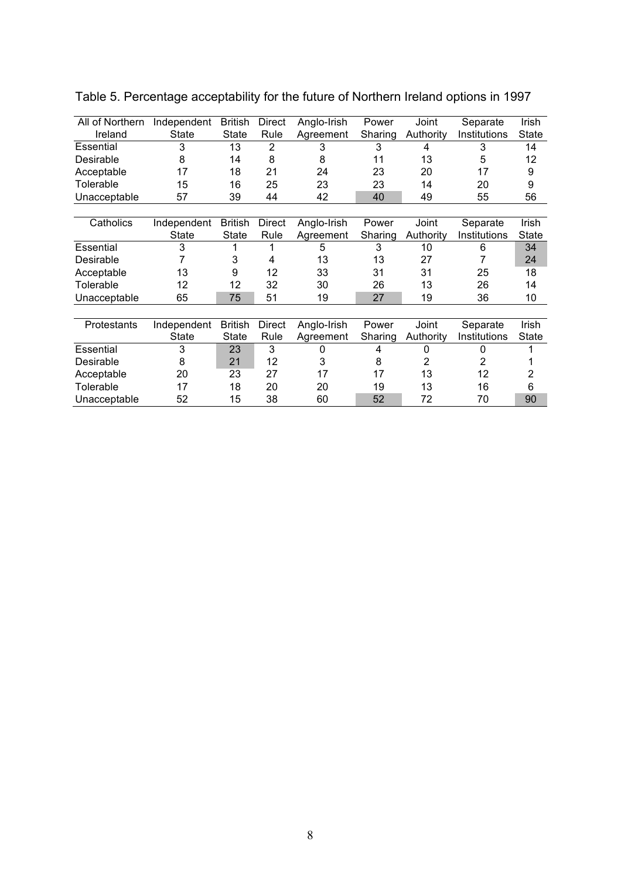Table 5. Percentage acceptability for the future of Northern Ireland options in 1997

| All of Northern Ireland | Independent State | British State | Direct Rule | Anglo-Irish Agreement | Power Sharing | Joint Authority | Separate Institutions | Irish State |
|---|---|---|---|---|---|---|---|---|
| Essential | 3 | 13 | 2 | 3 | 3 | 4 | 3 | 14 |
| Desirable | 8 | 14 | 8 | 8 | 11 | 13 | 5 | 12 |
| Acceptable | 17 | 18 | 21 | 24 | 23 | 20 | 17 | 9 |
| Tolerable | 15 | 16 | 25 | 23 | 23 | 14 | 20 | 9 |
| Unacceptable | 57 | 39 | 44 | 42 | 40 | 49 | 55 | 56 |

| Catholics | Independent State | British State | Direct Rule | Anglo-Irish Agreement | Power Sharing | Joint Authority | Separate Institutions | Irish State |
|---|---|---|---|---|---|---|---|---|
| Essential | 3 | 1 | 1 | 5 | 3 | 10 | 6 | 34 |
| Desirable | 7 | 3 | 4 | 13 | 13 | 27 | 7 | 24 |
| Acceptable | 13 | 9 | 12 | 33 | 31 | 31 | 25 | 18 |
| Tolerable | 12 | 12 | 32 | 30 | 26 | 13 | 26 | 14 |
| Unacceptable | 65 | 75 | 51 | 19 | 27 | 19 | 36 | 10 |

| Protestants | Independent State | British State | Direct Rule | Anglo-Irish Agreement | Power Sharing | Joint Authority | Separate Institutions | Irish State |
|---|---|---|---|---|---|---|---|---|
| Essential | 3 | 23 | 3 | 0 | 4 | 0 | 0 | 1 |
| Desirable | 8 | 21 | 12 | 3 | 8 | 2 | 2 | 1 |
| Acceptable | 20 | 23 | 27 | 17 | 17 | 13 | 12 | 2 |
| Tolerable | 17 | 18 | 20 | 20 | 19 | 13 | 16 | 6 |
| Unacceptable | 52 | 15 | 38 | 60 | 52 | 72 | 70 | 90 |